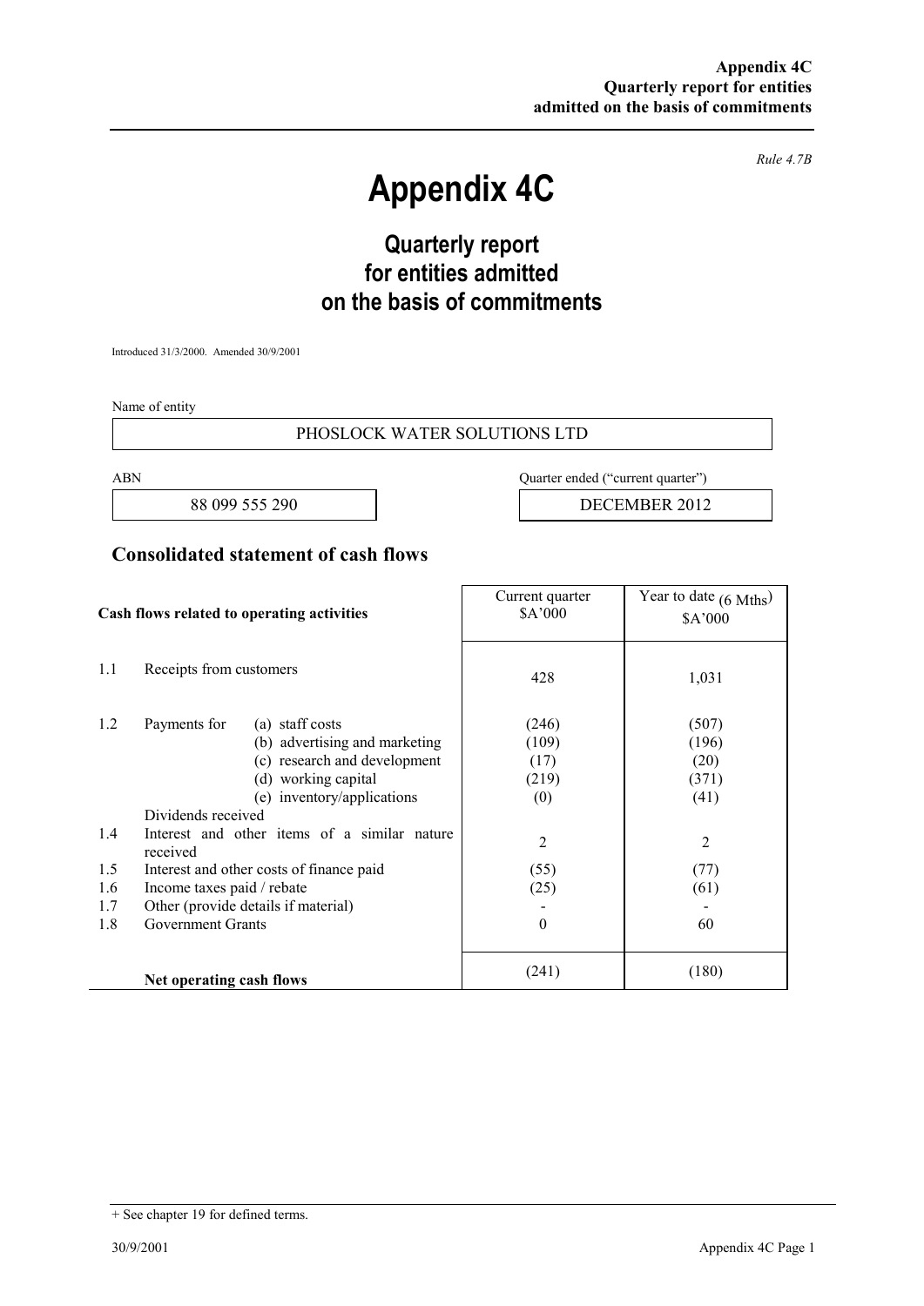*Rule 4.7B*

# Appendix 4C

## Quarterly report for entities admitted on the basis of commitments

Introduced 31/3/2000. Amended 30/9/2001

Name of entity

PHOSLOCK WATER SOLUTIONS LTD

| ABN | Quarter ended ("current quarter") |
|---|---|
| 88 099 555 290 | DECEMBER 2012 |

## Consolidated statement of cash flows

| Cash flows related to operating activities | | | Current quarter $A'000 | Year to date (6 Mths) $A'000 |
|---|---|---|---|---|
| 1.1 | Receipts from customers | | 428 | 1,031 |
| 1.2 | Payments for | (a) staff costs | (246) | (507) |
| | | (b) advertising and marketing | (109) | (196) |
| | | (c) research and development | (17) | (20) |
| | | (d) working capital | (219) | (371) |
| | | (e) inventory/applications | (0) | (41) |
| | Dividends received | | | |
| 1.4 | Interest and other items of a similar nature received | | 2 | 2 |
| 1.5 | Interest and other costs of finance paid | | (55) | (77) |
| 1.6 | Income taxes paid / rebate | | (25) | (61) |
| 1.7 | Other (provide details if material) | | - | - |
| 1.8 | Government Grants | | 0 | 60 |
| | **Net operating cash flows** | | (241) | (180) |

+ See chapter 19 for defined terms.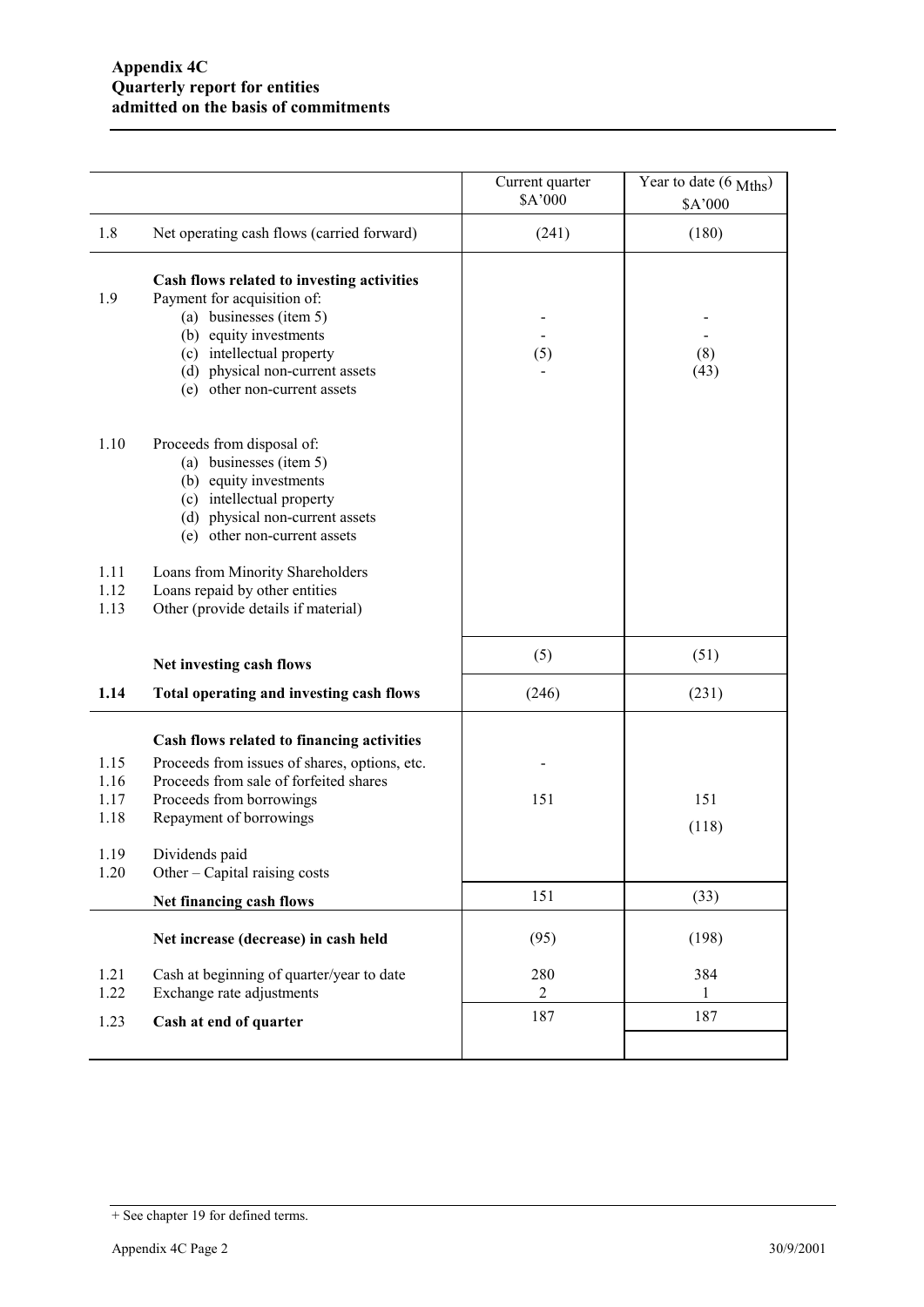**Appendix 4C**
**Quarterly report for entities**
**admitted on the basis of commitments**

| | | Current quarter $A'000 | Year to date (6 Mths) $A'000 |
|---|---|---|---|
| 1.8 | Net operating cash flows (carried forward) | (241) | (180) |
| | **Cash flows related to investing activities** | | |
| 1.9 | Payment for acquisition of: | | |
| | (a) businesses (item 5) | - | - |
| | (b) equity investments | - | - |
| | (c) intellectual property | (5) | (8) |
| | (d) physical non-current assets | - | (43) |
| | (e) other non-current assets | | |
| 1.10 | Proceeds from disposal of: | | |
| | (a) businesses (item 5) | | |
| | (b) equity investments | | |
| | (c) intellectual property | | |
| | (d) physical non-current assets | | |
| | (e) other non-current assets | | |
| 1.11 | Loans from Minority Shareholders | | |
| 1.12 | Loans repaid by other entities | | |
| 1.13 | Other (provide details if material) | | |
| | **Net investing cash flows** | (5) | (51) |
| **1.14** | **Total operating and investing cash flows** | (246) | (231) |
| | **Cash flows related to financing activities** | | |
| 1.15 | Proceeds from issues of shares, options, etc. | - | |
| 1.16 | Proceeds from sale of forfeited shares | | |
| 1.17 | Proceeds from borrowings | 151 | 151 |
| 1.18 | Repayment of borrowings | | (118) |
| 1.19 | Dividends paid | | |
| 1.20 | Other – Capital raising costs | | |
| | **Net financing cash flows** | 151 | (33) |
| | **Net increase (decrease) in cash held** | (95) | (198) |
| 1.21 | Cash at beginning of quarter/year to date | 280 | 384 |
| 1.22 | Exchange rate adjustments | 2 | 1 |
| 1.23 | **Cash at end of quarter** | 187 | 187 |

+ See chapter 19 for defined terms.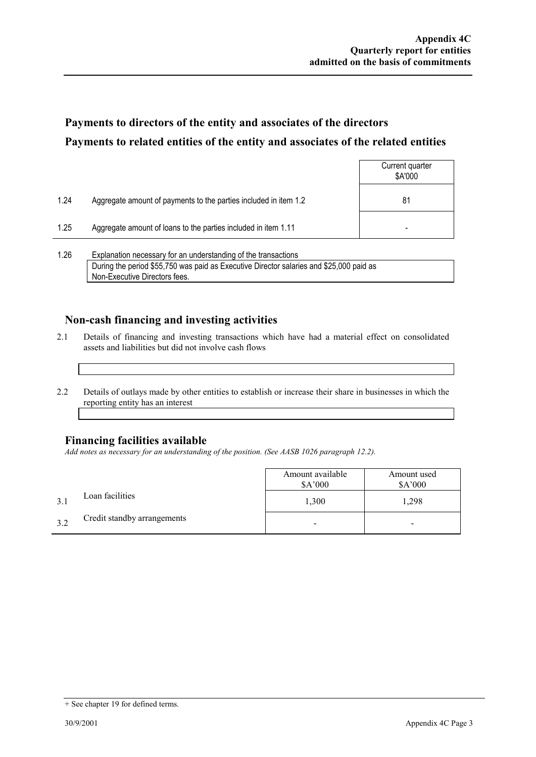## Payments to directors of the entity and associates of the directors

## Payments to related entities of the entity and associates of the related entities

| | | Current quarter $A'000 |
|---|---|---|
| 1.24 | Aggregate amount of payments to the parties included in item 1.2 | 81 |
| 1.25 | Aggregate amount of loans to the parties included in item 1.11 | - |

1.26 Explanation necessary for an understanding of the transactions

During the period $55,750 was paid as Executive Director salaries and $25,000 paid as Non-Executive Directors fees.

## Non-cash financing and investing activities

2.1 Details of financing and investing transactions which have had a material effect on consolidated assets and liabilities but did not involve cash flows

2.2 Details of outlays made by other entities to establish or increase their share in businesses in which the reporting entity has an interest

## Financing facilities available

*Add notes as necessary for an understanding of the position. (See AASB 1026 paragraph 12.2).*

| | | Amount available $A'000 | Amount used $A'000 |
|---|---|---|---|
| 3.1 | Loan facilities | 1,300 | 1,298 |
| 3.2 | Credit standby arrangements | - | - |

+ See chapter 19 for defined terms.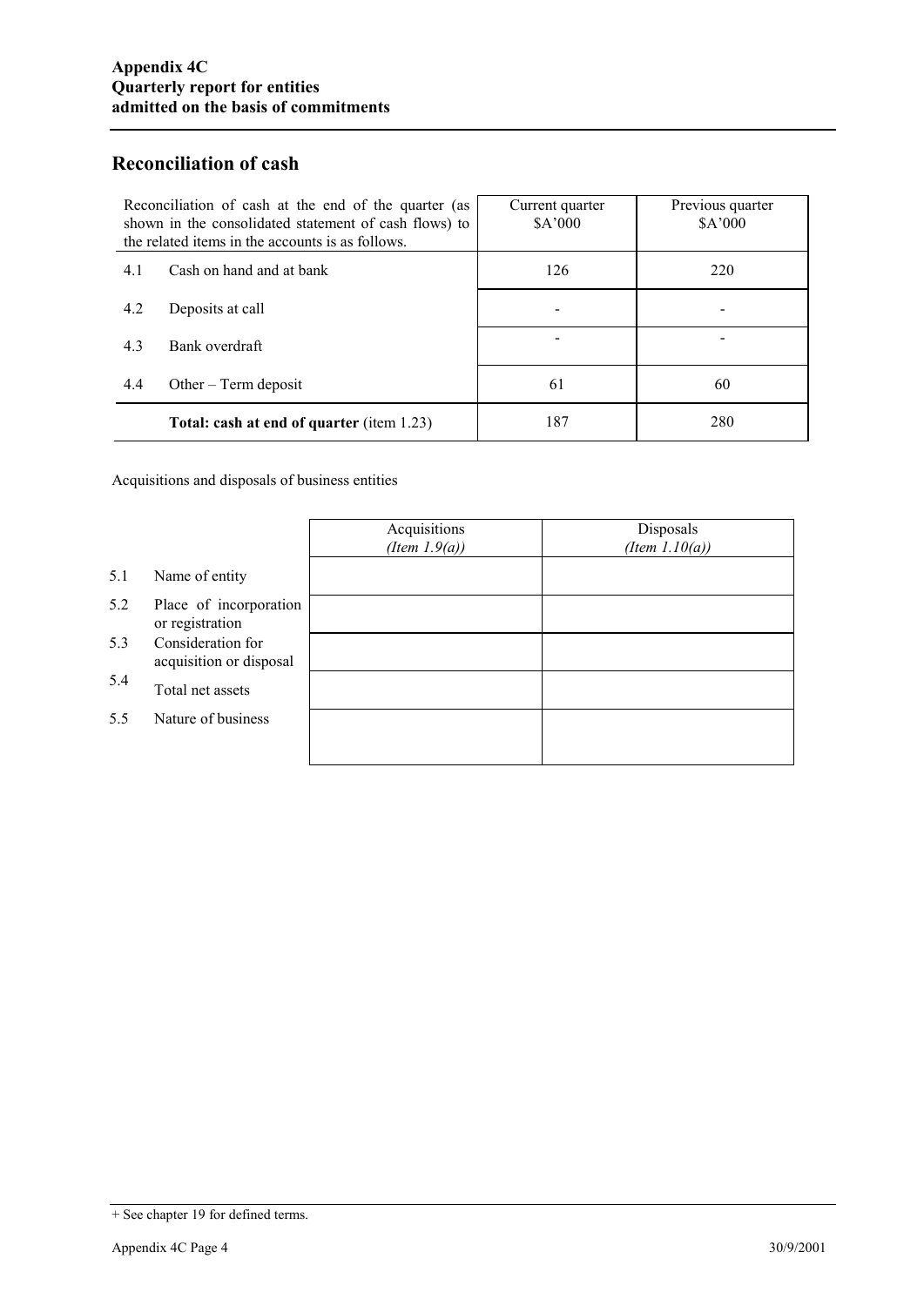## Reconciliation of cash

| Reconciliation of cash at the end of the quarter (as shown in the consolidated statement of cash flows) to the related items in the accounts is as follows. | | Current quarter $A'000 | Previous quarter $A'000 |
|---|---|---|---|
| 4.1 | Cash on hand and at bank | 126 | 220 |
| 4.2 | Deposits at call | - | - |
| 4.3 | Bank overdraft | - | - |
| 4.4 | Other – Term deposit | 61 | 60 |
| | **Total: cash at end of quarter** (item 1.23) | 187 | 280 |

Acquisitions and disposals of business entities

| | | Acquisitions *(Item 1.9(a))* | Disposals *(Item 1.10(a))* |
|---|---|---|---|
| 5.1 | Name of entity | | |
| 5.2 | Place of incorporation or registration | | |
| 5.3 | Consideration for acquisition or disposal | | |
| 5.4 | Total net assets | | |
| 5.5 | Nature of business | | |

+ See chapter 19 for defined terms.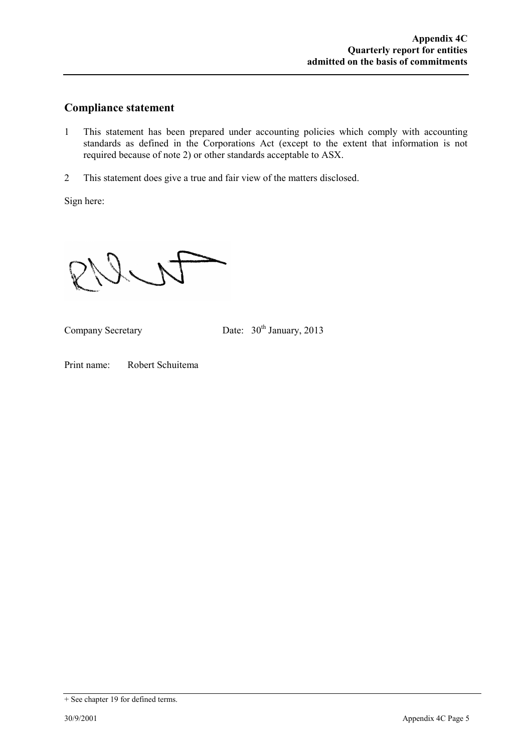## Compliance statement

1. This statement has been prepared under accounting policies which comply with accounting standards as defined in the Corporations Act (except to the extent that information is not required because of note 2) or other standards acceptable to ASX.

2. This statement does give a true and fair view of the matters disclosed.

Sign here:

Company Secretary Date: 30th January, 2013

Print name: Robert Schuitema

+ See chapter 19 for defined terms.